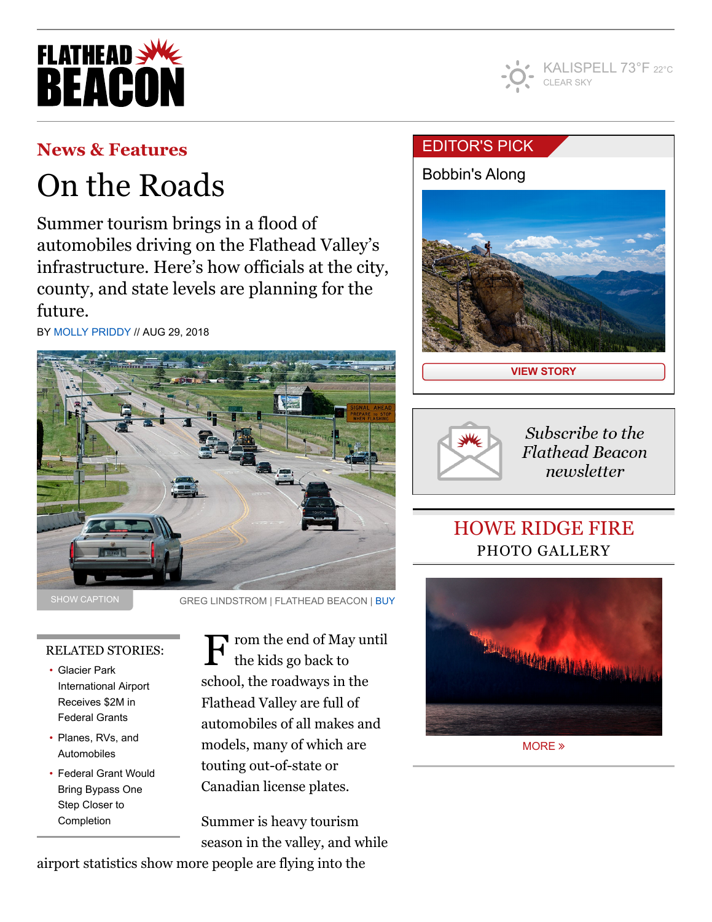# FLATHEAD BEACON

KALISPELL 73°F 22°C
CLEAR SKY

## News & Features

# On the Roads

Summer tourism brings in a flood of automobiles driving on the Flathead Valley's infrastructure. Here's how officials at the city, county, and state levels are planning for the future.

BY MOLLY PRIDDY // AUG 29, 2018

SHOW CAPTION

GREG LINDSTROM | FLATHEAD BEACON | BUY

RELATED STORIES:

- Glacier Park International Airport Receives $2M in Federal Grants
- Planes, RVs, and Automobiles
- Federal Grant Would Bring Bypass One Step Closer to Completion

From the end of May until the kids go back to school, the roadways in the Flathead Valley are full of automobiles of all makes and models, many of which are touting out-of-state or Canadian license plates.

Summer is heavy tourism season in the valley, and while airport statistics show more people are flying into the

EDITOR'S PICK

Bobbin's Along

VIEW STORY

*Subscribe to the Flathead Beacon newsletter*

HOWE RIDGE FIRE
PHOTO GALLERY

MORE »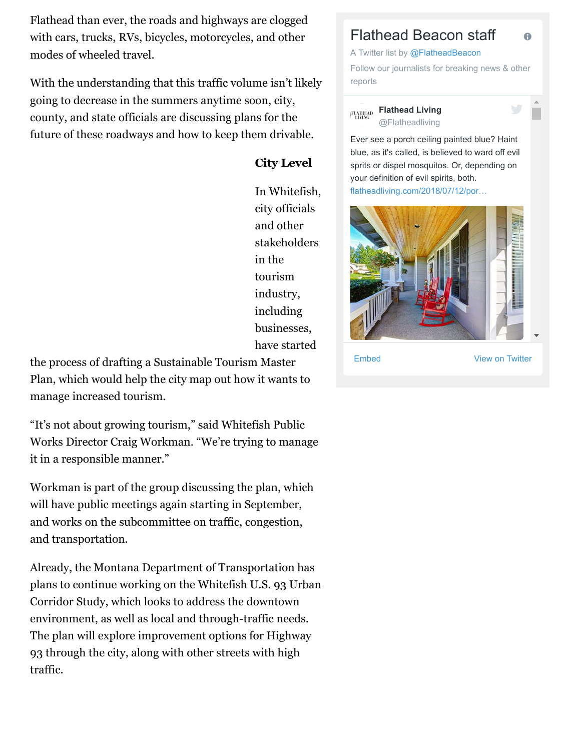Flathead than ever, the roads and highways are clogged with cars, trucks, RVs, bicycles, motorcycles, and other modes of wheeled travel.

With the understanding that this traffic volume isn't likely going to decrease in the summers anytime soon, city, county, and state officials are discussing plans for the future of these roadways and how to keep them drivable.

**City Level**

In Whitefish, city officials and other stakeholders in the tourism industry, including businesses, have started the process of drafting a Sustainable Tourism Master Plan, which would help the city map out how it wants to manage increased tourism.

"It's not about growing tourism," said Whitefish Public Works Director Craig Workman. "We're trying to manage it in a responsible manner."

Workman is part of the group discussing the plan, which will have public meetings again starting in September, and works on the subcommittee on traffic, congestion, and transportation.

Already, the Montana Department of Transportation has plans to continue working on the Whitefish U.S. 93 Urban Corridor Study, which looks to address the downtown environment, as well as local and through-traffic needs. The plan will explore improvement options for Highway 93 through the city, along with other streets with high traffic.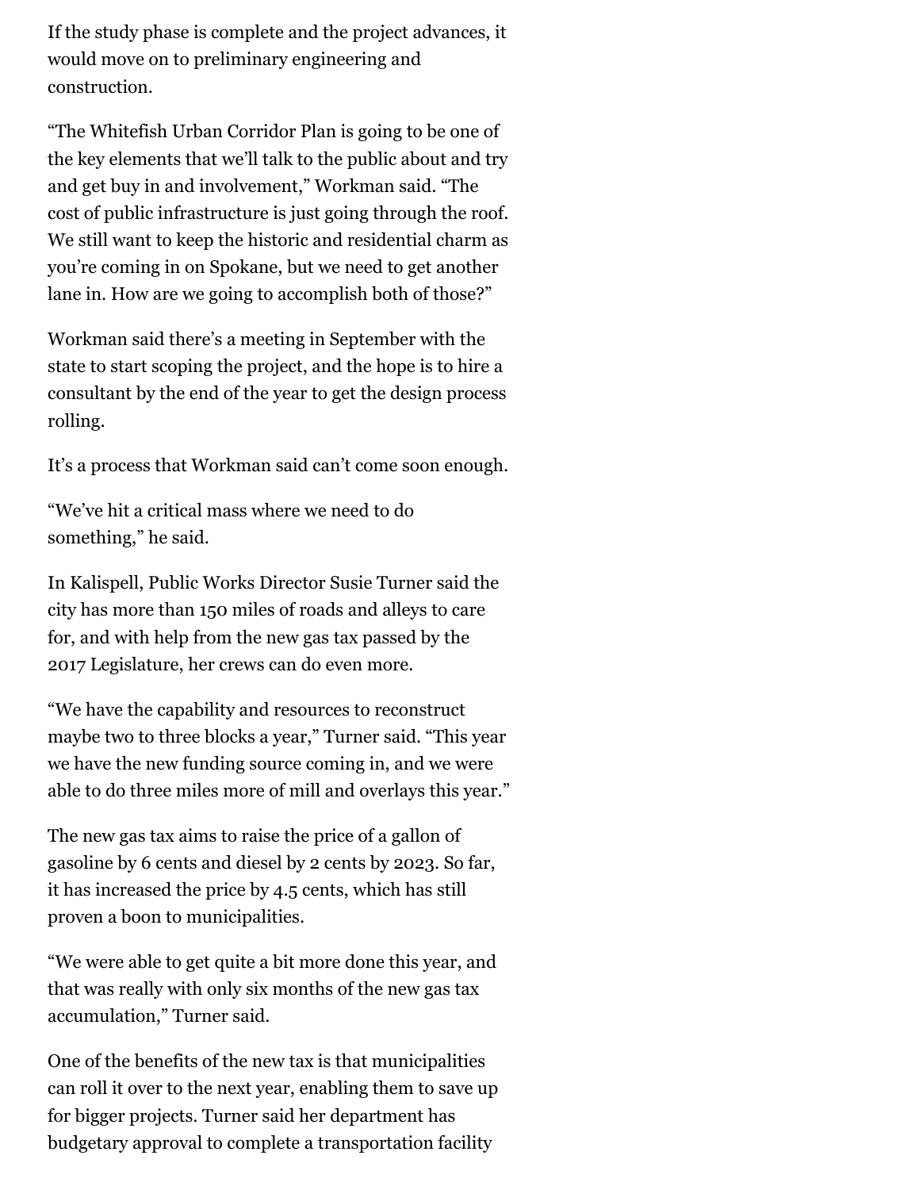If the study phase is complete and the project advances, it would move on to preliminary engineering and construction.

"The Whitefish Urban Corridor Plan is going to be one of the key elements that we'll talk to the public about and try and get buy in and involvement," Workman said. "The cost of public infrastructure is just going through the roof. We still want to keep the historic and residential charm as you're coming in on Spokane, but we need to get another lane in. How are we going to accomplish both of those?"

Workman said there's a meeting in September with the state to start scoping the project, and the hope is to hire a consultant by the end of the year to get the design process rolling.

It's a process that Workman said can't come soon enough.

"We've hit a critical mass where we need to do something," he said.

In Kalispell, Public Works Director Susie Turner said the city has more than 150 miles of roads and alleys to care for, and with help from the new gas tax passed by the 2017 Legislature, her crews can do even more.

"We have the capability and resources to reconstruct maybe two to three blocks a year," Turner said. "This year we have the new funding source coming in, and we were able to do three miles more of mill and overlays this year."

The new gas tax aims to raise the price of a gallon of gasoline by 6 cents and diesel by 2 cents by 2023. So far, it has increased the price by 4.5 cents, which has still proven a boon to municipalities.

"We were able to get quite a bit more done this year, and that was really with only six months of the new gas tax accumulation," Turner said.

One of the benefits of the new tax is that municipalities can roll it over to the next year, enabling them to save up for bigger projects. Turner said her department has budgetary approval to complete a transportation facility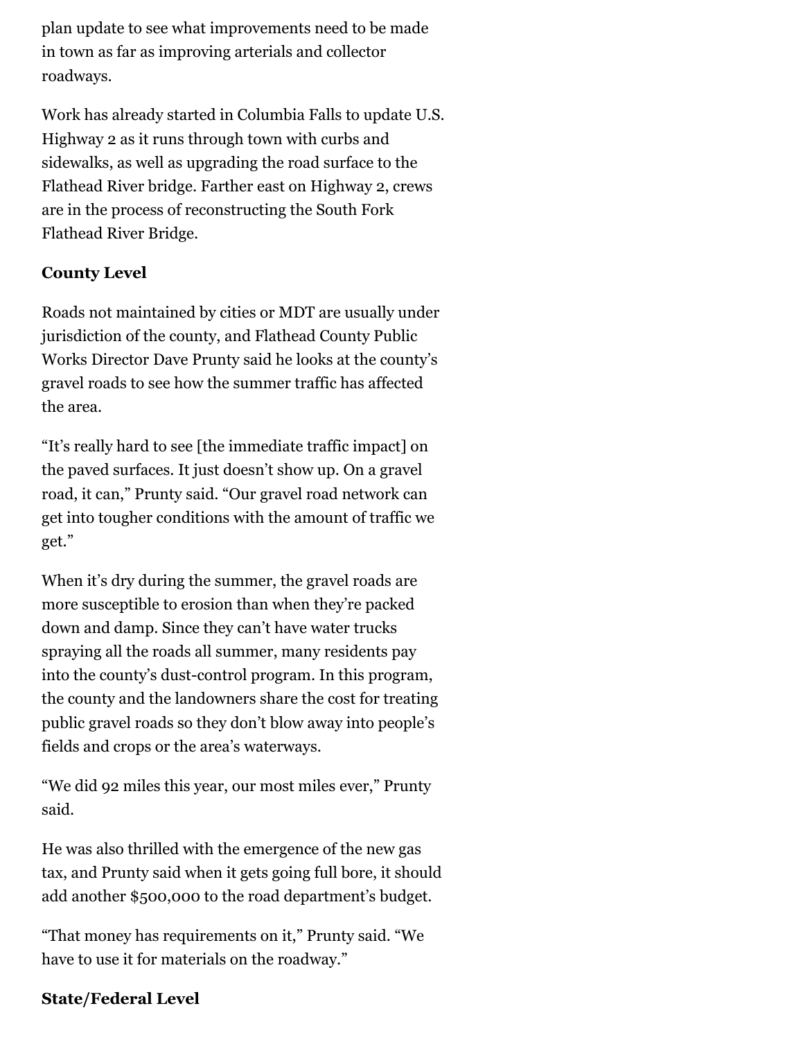plan update to see what improvements need to be made in town as far as improving arterials and collector roadways.

Work has already started in Columbia Falls to update U.S. Highway 2 as it runs through town with curbs and sidewalks, as well as upgrading the road surface to the Flathead River bridge. Farther east on Highway 2, crews are in the process of reconstructing the South Fork Flathead River Bridge.

**County Level**

Roads not maintained by cities or MDT are usually under jurisdiction of the county, and Flathead County Public Works Director Dave Prunty said he looks at the county's gravel roads to see how the summer traffic has affected the area.

"It's really hard to see [the immediate traffic impact] on the paved surfaces. It just doesn't show up. On a gravel road, it can," Prunty said. "Our gravel road network can get into tougher conditions with the amount of traffic we get."

When it's dry during the summer, the gravel roads are more susceptible to erosion than when they're packed down and damp. Since they can't have water trucks spraying all the roads all summer, many residents pay into the county's dust-control program. In this program, the county and the landowners share the cost for treating public gravel roads so they don't blow away into people's fields and crops or the area's waterways.

"We did 92 miles this year, our most miles ever," Prunty said.

He was also thrilled with the emergence of the new gas tax, and Prunty said when it gets going full bore, it should add another $500,000 to the road department's budget.

"That money has requirements on it," Prunty said. "We have to use it for materials on the roadway."

**State/Federal Level**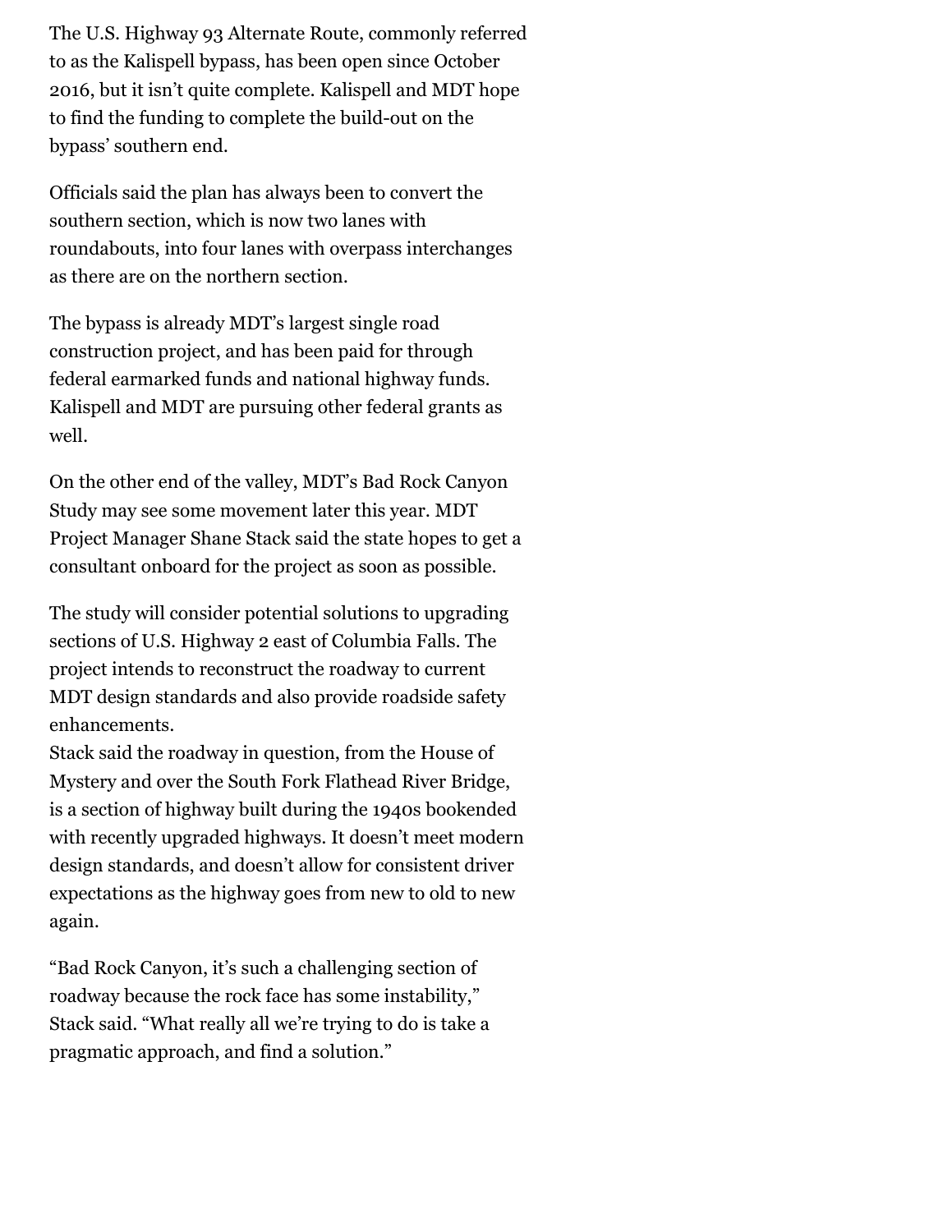The U.S. Highway 93 Alternate Route, commonly referred to as the Kalispell bypass, has been open since October 2016, but it isn't quite complete. Kalispell and MDT hope to find the funding to complete the build-out on the bypass' southern end.

Officials said the plan has always been to convert the southern section, which is now two lanes with roundabouts, into four lanes with overpass interchanges as there are on the northern section.

The bypass is already MDT's largest single road construction project, and has been paid for through federal earmarked funds and national highway funds. Kalispell and MDT are pursuing other federal grants as well.

On the other end of the valley, MDT's Bad Rock Canyon Study may see some movement later this year. MDT Project Manager Shane Stack said the state hopes to get a consultant onboard for the project as soon as possible.

The study will consider potential solutions to upgrading sections of U.S. Highway 2 east of Columbia Falls. The project intends to reconstruct the roadway to current MDT design standards and also provide roadside safety enhancements.

Stack said the roadway in question, from the House of Mystery and over the South Fork Flathead River Bridge, is a section of highway built during the 1940s bookended with recently upgraded highways. It doesn't meet modern design standards, and doesn't allow for consistent driver expectations as the highway goes from new to old to new again.

"Bad Rock Canyon, it's such a challenging section of roadway because the rock face has some instability," Stack said. "What really all we're trying to do is take a pragmatic approach, and find a solution."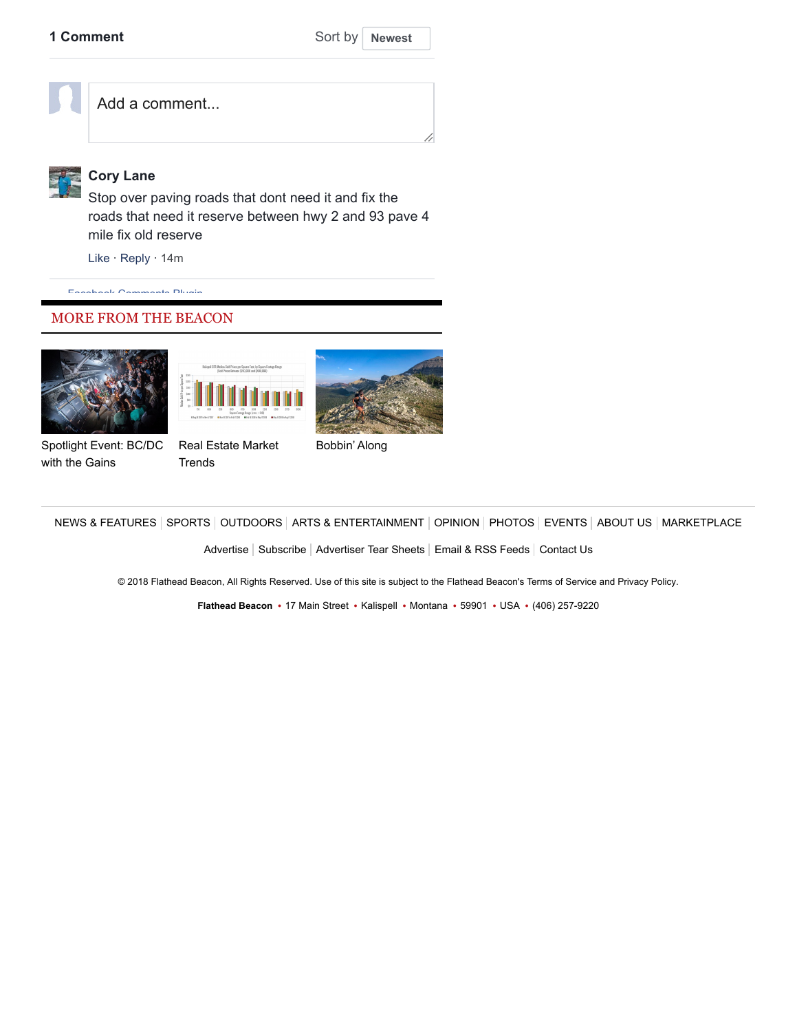1 Comment

Sort by Newest

Add a comment...

**Cory Lane**

Stop over paving roads that dont need it and fix the roads that need it reserve between hwy 2 and 93 pave 4 mile fix old reserve

Like · Reply · 14m

Facebook Comments Plugin

## MORE FROM THE BEACON

Spotlight Event: BC/DC with the Gains

Real Estate Market Trends

Bobbin' Along

NEWS & FEATURES | SPORTS | OUTDOORS | ARTS & ENTERTAINMENT | OPINION | PHOTOS | EVENTS | ABOUT US | MARKETPLACE

Advertise | Subscribe | Advertiser Tear Sheets | Email & RSS Feeds | Contact Us

© 2018 Flathead Beacon, All Rights Reserved. Use of this site is subject to the Flathead Beacon's Terms of Service and Privacy Policy.

**Flathead Beacon** • 17 Main Street • Kalispell • Montana • 59901 • USA • (406) 257-9220